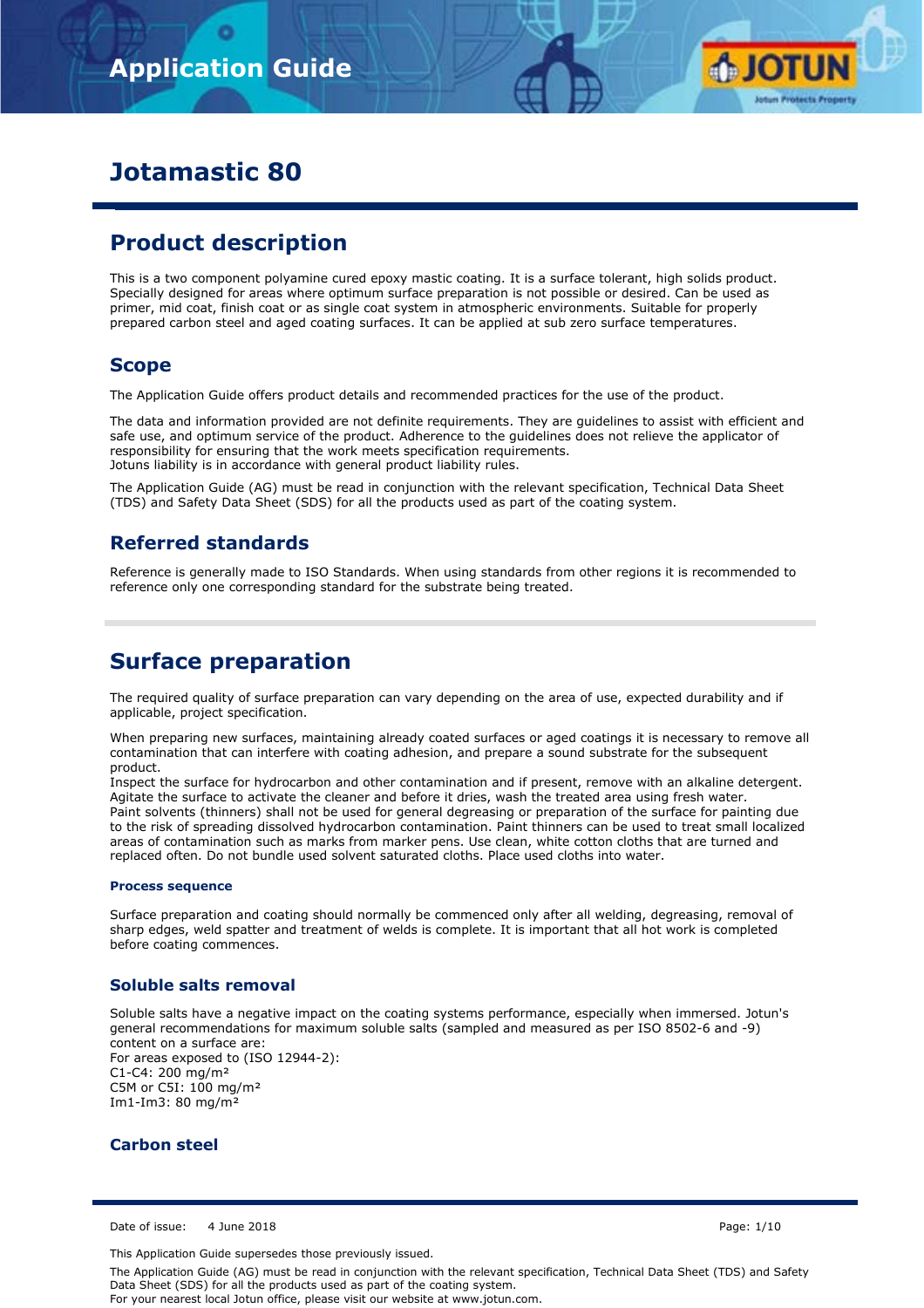# Application Guide

# Jotamastic 80

## Product description

This is a two component polyamine cured epoxy mastic coating. It is a surface tolerant, high solids product. Specially designed for areas where optimum surface preparation is not possible or desired. Can be used as primer, mid coat, finish coat or as single coat system in atmospheric environments. Suitable for properly prepared carbon steel and aged coating surfaces. It can be applied at sub zero surface temperatures.

### Scope

The Application Guide offers product details and recommended practices for the use of the product.

The data and information provided are not definite requirements. They are guidelines to assist with efficient and safe use, and optimum service of the product. Adherence to the guidelines does not relieve the applicator of responsibility for ensuring that the work meets specification requirements.
Jotuns liability is in accordance with general product liability rules.

The Application Guide (AG) must be read in conjunction with the relevant specification, Technical Data Sheet (TDS) and Safety Data Sheet (SDS) for all the products used as part of the coating system.

### Referred standards

Reference is generally made to ISO Standards. When using standards from other regions it is recommended to reference only one corresponding standard for the substrate being treated.

## Surface preparation

The required quality of surface preparation can vary depending on the area of use, expected durability and if applicable, project specification.

When preparing new surfaces, maintaining already coated surfaces or aged coatings it is necessary to remove all contamination that can interfere with coating adhesion, and prepare a sound substrate for the subsequent product.
Inspect the surface for hydrocarbon and other contamination and if present, remove with an alkaline detergent. Agitate the surface to activate the cleaner and before it dries, wash the treated area using fresh water.
Paint solvents (thinners) shall not be used for general degreasing or preparation of the surface for painting due to the risk of spreading dissolved hydrocarbon contamination. Paint thinners can be used to treat small localized areas of contamination such as marks from marker pens. Use clean, white cotton cloths that are turned and replaced often. Do not bundle used solvent saturated cloths. Place used cloths into water.

#### Process sequence

Surface preparation and coating should normally be commenced only after all welding, degreasing, removal of sharp edges, weld spatter and treatment of welds is complete. It is important that all hot work is completed before coating commences.

### Soluble salts removal

Soluble salts have a negative impact on the coating systems performance, especially when immersed. Jotun's general recommendations for maximum soluble salts (sampled and measured as per ISO 8502-6 and -9) content on a surface are:
For areas exposed to (ISO 12944-2):
C1-C4: 200 mg/m²
C5M or C5I: 100 mg/m²
Im1-Im3: 80 mg/m²

### Carbon steel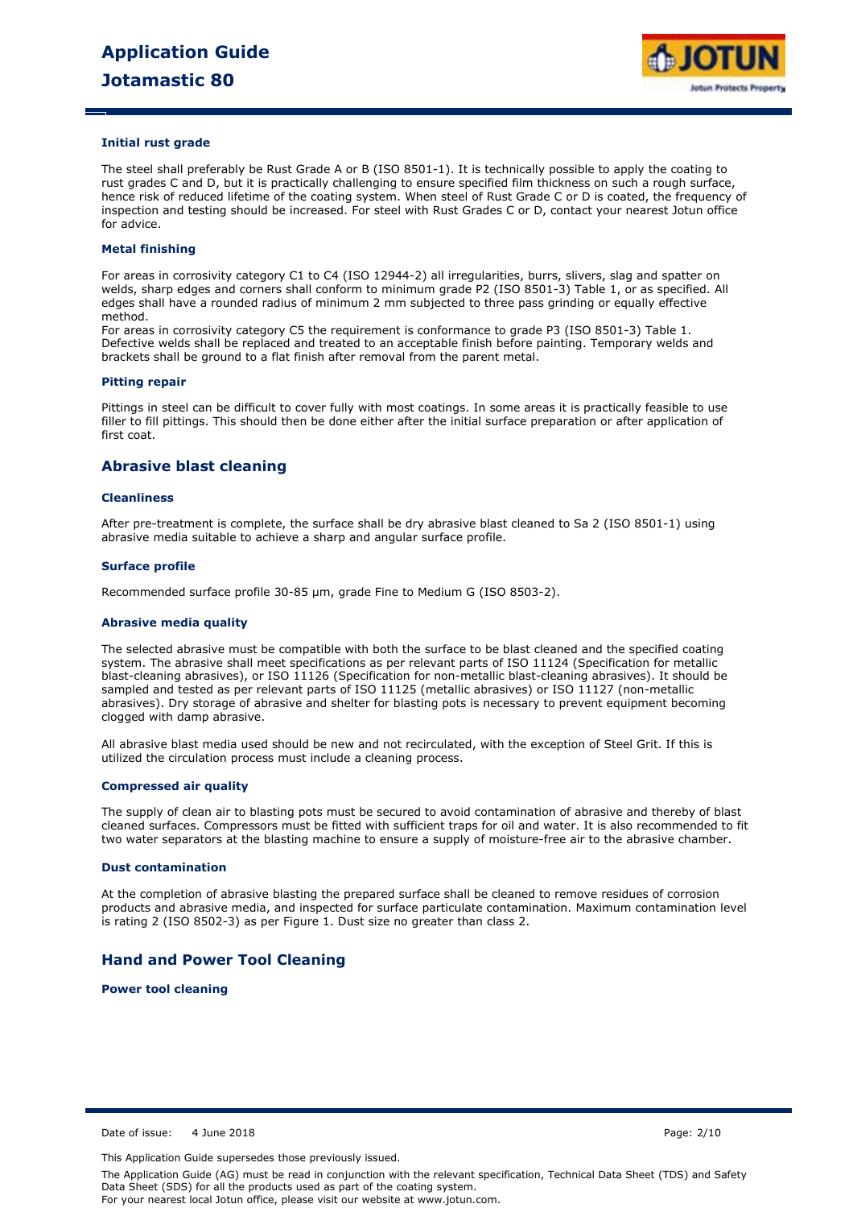### Initial rust grade

The steel shall preferably be Rust Grade A or B (ISO 8501-1). It is technically possible to apply the coating to rust grades C and D, but it is practically challenging to ensure specified film thickness on such a rough surface, hence risk of reduced lifetime of the coating system. When steel of Rust Grade C or D is coated, the frequency of inspection and testing should be increased. For steel with Rust Grades C or D, contact your nearest Jotun office for advice.

### Metal finishing

For areas in corrosivity category C1 to C4 (ISO 12944-2) all irregularities, burrs, slivers, slag and spatter on welds, sharp edges and corners shall conform to minimum grade P2 (ISO 8501-3) Table 1, or as specified. All edges shall have a rounded radius of minimum 2 mm subjected to three pass grinding or equally effective method.
For areas in corrosivity category C5 the requirement is conformance to grade P3 (ISO 8501-3) Table 1. Defective welds shall be replaced and treated to an acceptable finish before painting. Temporary welds and brackets shall be ground to a flat finish after removal from the parent metal.

### Pitting repair

Pittings in steel can be difficult to cover fully with most coatings. In some areas it is practically feasible to use filler to fill pittings. This should then be done either after the initial surface preparation or after application of first coat.

## Abrasive blast cleaning

### Cleanliness

After pre-treatment is complete, the surface shall be dry abrasive blast cleaned to Sa 2 (ISO 8501-1) using abrasive media suitable to achieve a sharp and angular surface profile.

### Surface profile

Recommended surface profile 30-85 µm, grade Fine to Medium G (ISO 8503-2).

### Abrasive media quality

The selected abrasive must be compatible with both the surface to be blast cleaned and the specified coating system. The abrasive shall meet specifications as per relevant parts of ISO 11124 (Specification for metallic blast-cleaning abrasives), or ISO 11126 (Specification for non-metallic blast-cleaning abrasives). It should be sampled and tested as per relevant parts of ISO 11125 (metallic abrasives) or ISO 11127 (non-metallic abrasives). Dry storage of abrasive and shelter for blasting pots is necessary to prevent equipment becoming clogged with damp abrasive.

All abrasive blast media used should be new and not recirculated, with the exception of Steel Grit. If this is utilized the circulation process must include a cleaning process.

### Compressed air quality

The supply of clean air to blasting pots must be secured to avoid contamination of abrasive and thereby of blast cleaned surfaces. Compressors must be fitted with sufficient traps for oil and water. It is also recommended to fit two water separators at the blasting machine to ensure a supply of moisture-free air to the abrasive chamber.

### Dust contamination

At the completion of abrasive blasting the prepared surface shall be cleaned to remove residues of corrosion products and abrasive media, and inspected for surface particulate contamination. Maximum contamination level is rating 2 (ISO 8502-3) as per Figure 1. Dust size no greater than class 2.

## Hand and Power Tool Cleaning

### Power tool cleaning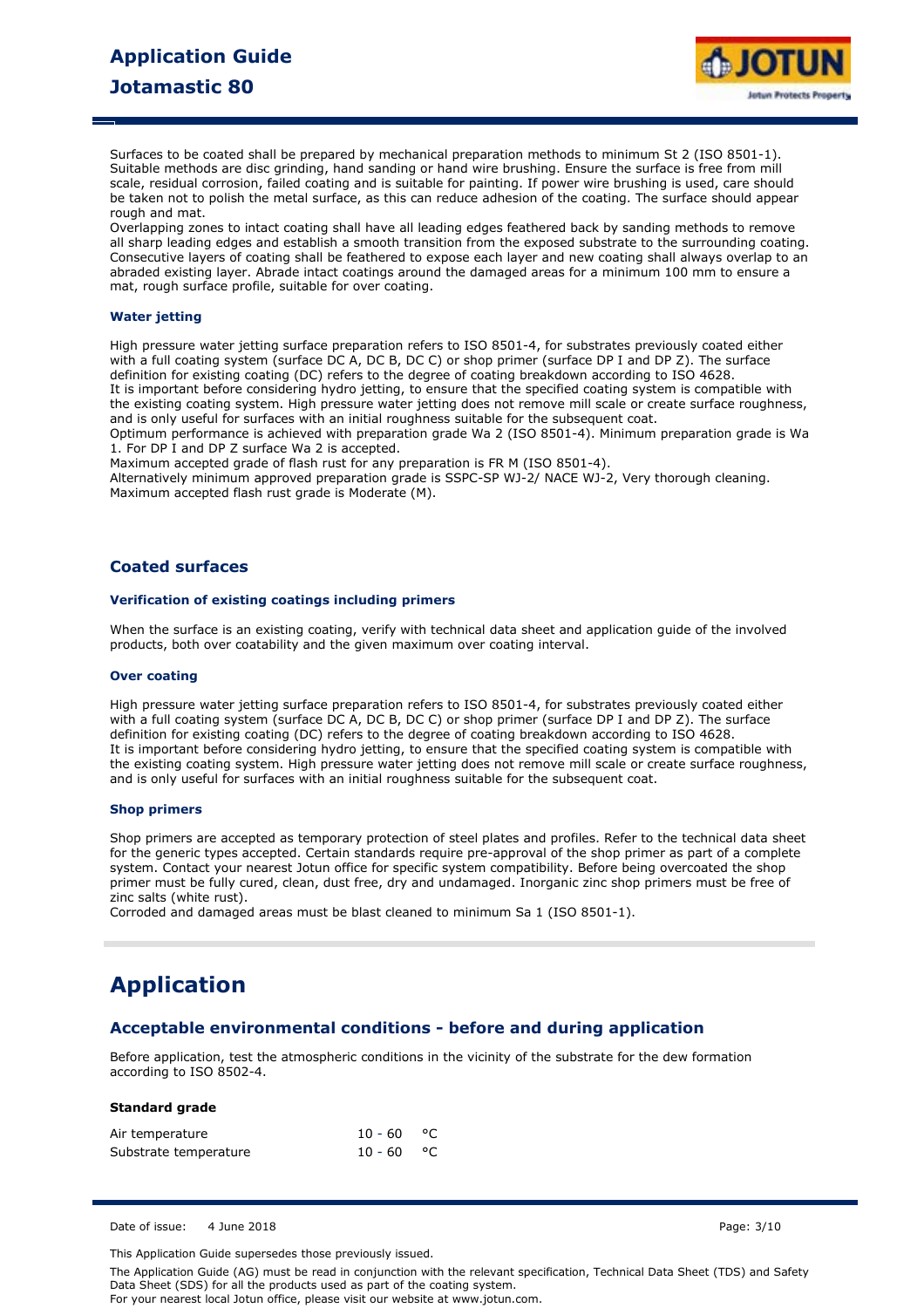Surfaces to be coated shall be prepared by mechanical preparation methods to minimum St 2 (ISO 8501-1). Suitable methods are disc grinding, hand sanding or hand wire brushing. Ensure the surface is free from mill scale, residual corrosion, failed coating and is suitable for painting. If power wire brushing is used, care should be taken not to polish the metal surface, as this can reduce adhesion of the coating. The surface should appear rough and mat.
Overlapping zones to intact coating shall have all leading edges feathered back by sanding methods to remove all sharp leading edges and establish a smooth transition from the exposed substrate to the surrounding coating. Consecutive layers of coating shall be feathered to expose each layer and new coating shall always overlap to an abraded existing layer. Abrade intact coatings around the damaged areas for a minimum 100 mm to ensure a mat, rough surface profile, suitable for over coating.

#### Water jetting

High pressure water jetting surface preparation refers to ISO 8501-4, for substrates previously coated either with a full coating system (surface DC A, DC B, DC C) or shop primer (surface DP I and DP Z). The surface definition for existing coating (DC) refers to the degree of coating breakdown according to ISO 4628.
It is important before considering hydro jetting, to ensure that the specified coating system is compatible with the existing coating system. High pressure water jetting does not remove mill scale or create surface roughness, and is only useful for surfaces with an initial roughness suitable for the subsequent coat.
Optimum performance is achieved with preparation grade Wa 2 (ISO 8501-4). Minimum preparation grade is Wa 1. For DP I and DP Z surface Wa 2 is accepted.
Maximum accepted grade of flash rust for any preparation is FR M (ISO 8501-4).
Alternatively minimum approved preparation grade is SSPC-SP WJ-2/ NACE WJ-2, Very thorough cleaning. Maximum accepted flash rust grade is Moderate (M).

### Coated surfaces

#### Verification of existing coatings including primers

When the surface is an existing coating, verify with technical data sheet and application guide of the involved products, both over coatability and the given maximum over coating interval.

#### Over coating

High pressure water jetting surface preparation refers to ISO 8501-4, for substrates previously coated either with a full coating system (surface DC A, DC B, DC C) or shop primer (surface DP I and DP Z). The surface definition for existing coating (DC) refers to the degree of coating breakdown according to ISO 4628.
It is important before considering hydro jetting, to ensure that the specified coating system is compatible with the existing coating system. High pressure water jetting does not remove mill scale or create surface roughness, and is only useful for surfaces with an initial roughness suitable for the subsequent coat.

#### Shop primers

Shop primers are accepted as temporary protection of steel plates and profiles. Refer to the technical data sheet for the generic types accepted. Certain standards require pre-approval of the shop primer as part of a complete system. Contact your nearest Jotun office for specific system compatibility. Before being overcoated the shop primer must be fully cured, clean, dust free, dry and undamaged. Inorganic zinc shop primers must be free of zinc salts (white rust).
Corroded and damaged areas must be blast cleaned to minimum Sa 1 (ISO 8501-1).

## Application

### Acceptable environmental conditions - before and during application

Before application, test the atmospheric conditions in the vicinity of the substrate for the dew formation according to ISO 8502-4.

**Standard grade**

| | | |
|---|---|---|
| Air temperature | 10 - 60 | °C |
| Substrate temperature | 10 - 60 | °C |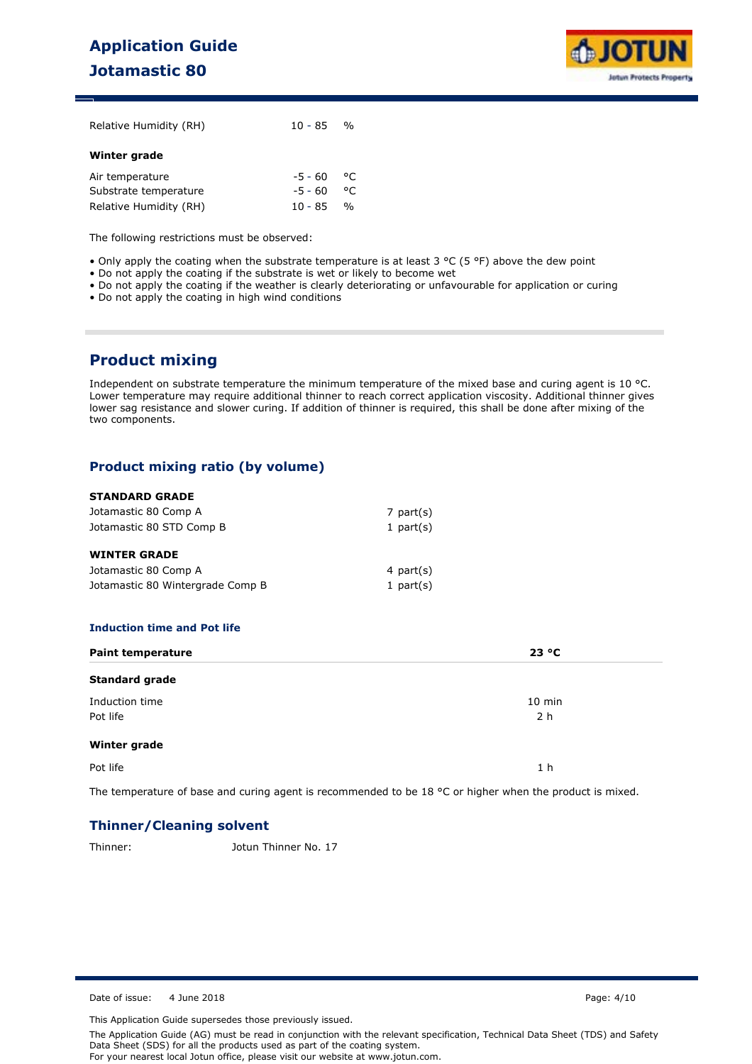| | | |
|---|---|---|
| Relative Humidity (RH) | 10 - 85 | % |

**Winter grade**

| | | |
|---|---|---|
| Air temperature | -5 - 60 | °C |
| Substrate temperature | -5 - 60 | °C |
| Relative Humidity (RH) | 10 - 85 | % |

The following restrictions must be observed:

- Only apply the coating when the substrate temperature is at least 3 °C (5 °F) above the dew point
- Do not apply the coating if the substrate is wet or likely to become wet
- Do not apply the coating if the weather is clearly deteriorating or unfavourable for application or curing
- Do not apply the coating in high wind conditions

## Product mixing

Independent on substrate temperature the minimum temperature of the mixed base and curing agent is 10 °C. Lower temperature may require additional thinner to reach correct application viscosity. Additional thinner gives lower sag resistance and slower curing. If addition of thinner is required, this shall be done after mixing of the two components.

### Product mixing ratio (by volume)

**STANDARD GRADE**

| | |
|---|---|
| Jotamastic 80 Comp A | 7 part(s) |
| Jotamastic 80 STD Comp B | 1 part(s) |

**WINTER GRADE**

| | |
|---|---|
| Jotamastic 80 Comp A | 4 part(s) |
| Jotamastic 80 Wintergrade Comp B | 1 part(s) |

#### Induction time and Pot life

| Paint temperature | 23 °C |
|---|---|
| **Standard grade** | |
| Induction time | 10 min |
| Pot life | 2 h |
| **Winter grade** | |
| Pot life | 1 h |

The temperature of base and curing agent is recommended to be 18 °C or higher when the product is mixed.

### Thinner/Cleaning solvent

Thinner: Jotun Thinner No. 17

Date of issue: 4 June 2018

This Application Guide supersedes those previously issued.

The Application Guide (AG) must be read in conjunction with the relevant specification, Technical Data Sheet (TDS) and Safety Data Sheet (SDS) for all the products used as part of the coating system.

For your nearest local Jotun office, please visit our website at www.jotun.com.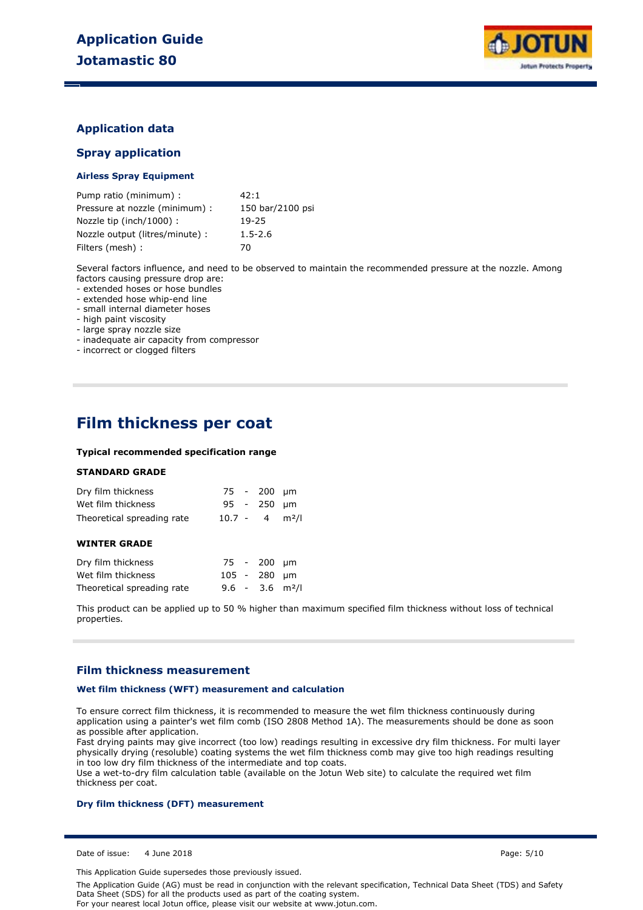## Application data

### Spray application

#### Airless Spray Equipment

| | |
|---|---|
| Pump ratio (minimum) : | 42:1 |
| Pressure at nozzle (minimum) : | 150 bar/2100 psi |
| Nozzle tip (inch/1000) : | 19-25 |
| Nozzle output (litres/minute) : | 1.5-2.6 |
| Filters (mesh) : | 70 |

Several factors influence, and need to be observed to maintain the recommended pressure at the nozzle. Among factors causing pressure drop are:
- extended hoses or hose bundles
- extended hose whip-end line
- small internal diameter hoses
- high paint viscosity
- large spray nozzle size
- inadequate air capacity from compressor
- incorrect or clogged filters

# Film thickness per coat

**Typical recommended specification range**

**STANDARD GRADE**

| | | | | |
|---|---|---|---|---|
| Dry film thickness | 75 | - | 200 | µm |
| Wet film thickness | 95 | - | 250 | µm |
| Theoretical spreading rate | 10.7 | - | 4 | m²/l |

**WINTER GRADE**

| | | | | |
|---|---|---|---|---|
| Dry film thickness | 75 | - | 200 | µm |
| Wet film thickness | 105 | - | 280 | µm |
| Theoretical spreading rate | 9.6 | - | 3.6 | m²/l |

This product can be applied up to 50 % higher than maximum specified film thickness without loss of technical properties.

## Film thickness measurement

#### Wet film thickness (WFT) measurement and calculation

To ensure correct film thickness, it is recommended to measure the wet film thickness continuously during application using a painter's wet film comb (ISO 2808 Method 1A). The measurements should be done as soon as possible after application.
Fast drying paints may give incorrect (too low) readings resulting in excessive dry film thickness. For multi layer physically drying (resoluble) coating systems the wet film thickness comb may give too high readings resulting in too low dry film thickness of the intermediate and top coats.
Use a wet-to-dry film calculation table (available on the Jotun Web site) to calculate the required wet film thickness per coat.

#### Dry film thickness (DFT) measurement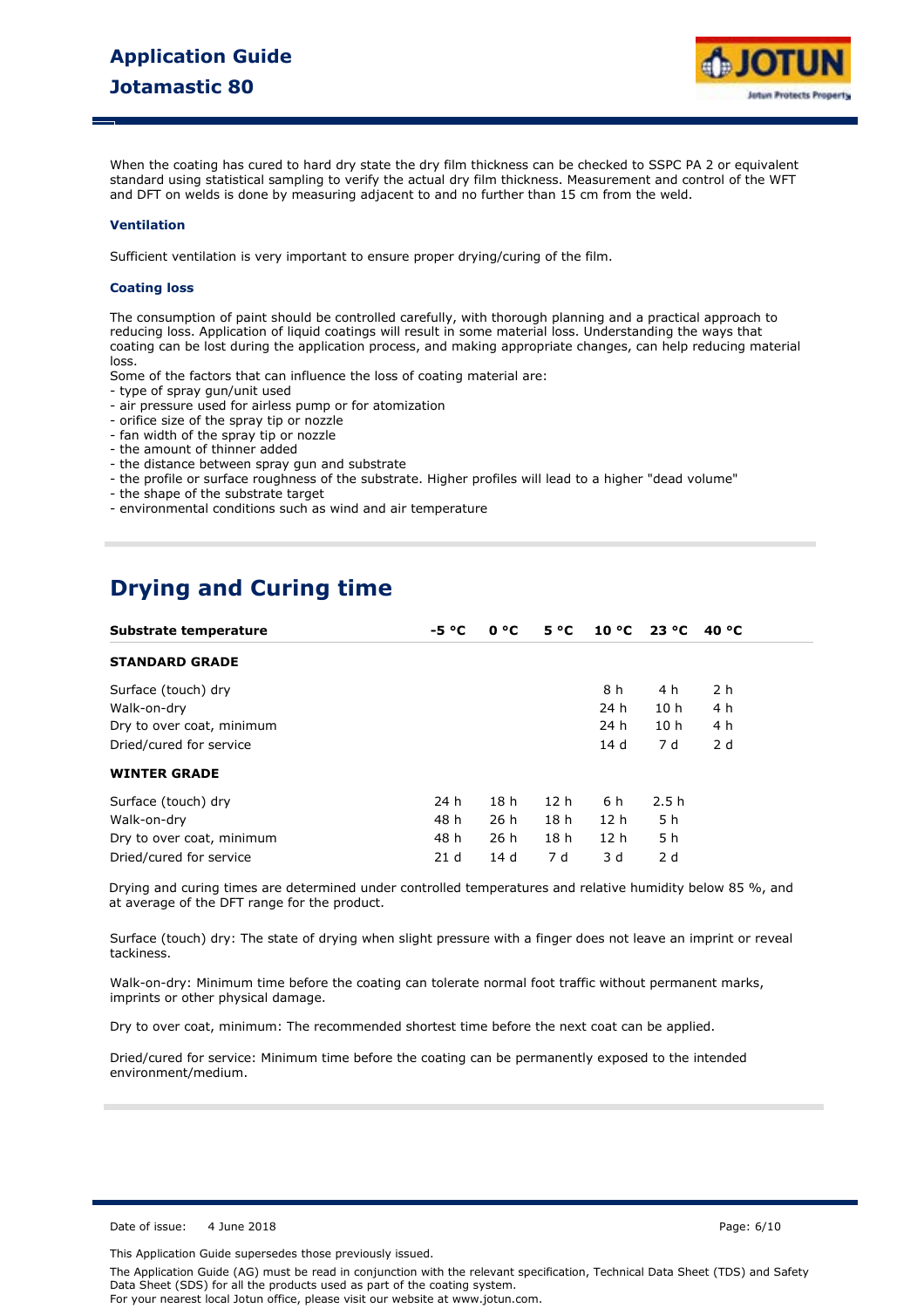When the coating has cured to hard dry state the dry film thickness can be checked to SSPC PA 2 or equivalent standard using statistical sampling to verify the actual dry film thickness. Measurement and control of the WFT and DFT on welds is done by measuring adjacent to and no further than 15 cm from the weld.

### Ventilation

Sufficient ventilation is very important to ensure proper drying/curing of the film.

### Coating loss

The consumption of paint should be controlled carefully, with thorough planning and a practical approach to reducing loss. Application of liquid coatings will result in some material loss. Understanding the ways that coating can be lost during the application process, and making appropriate changes, can help reducing material loss.
Some of the factors that can influence the loss of coating material are:
- type of spray gun/unit used
- air pressure used for airless pump or for atomization
- orifice size of the spray tip or nozzle
- fan width of the spray tip or nozzle
- the amount of thinner added
- the distance between spray gun and substrate
- the profile or surface roughness of the substrate. Higher profiles will lead to a higher "dead volume"
- the shape of the substrate target
- environmental conditions such as wind and air temperature

## Drying and Curing time

| Substrate temperature | -5 °C | 0 °C | 5 °C | 10 °C | 23 °C | 40 °C |
|---|---|---|---|---|---|---|
| **STANDARD GRADE** | | | | | | |
| Surface (touch) dry | | | | 8 h | 4 h | 2 h |
| Walk-on-dry | | | | 24 h | 10 h | 4 h |
| Dry to over coat, minimum | | | | 24 h | 10 h | 4 h |
| Dried/cured for service | | | | 14 d | 7 d | 2 d |
| **WINTER GRADE** | | | | | | |
| Surface (touch) dry | 24 h | 18 h | 12 h | 6 h | 2.5 h | |
| Walk-on-dry | 48 h | 26 h | 18 h | 12 h | 5 h | |
| Dry to over coat, minimum | 48 h | 26 h | 18 h | 12 h | 5 h | |
| Dried/cured for service | 21 d | 14 d | 7 d | 3 d | 2 d | |

Drying and curing times are determined under controlled temperatures and relative humidity below 85 %, and at average of the DFT range for the product.

Surface (touch) dry: The state of drying when slight pressure with a finger does not leave an imprint or reveal tackiness.

Walk-on-dry: Minimum time before the coating can tolerate normal foot traffic without permanent marks, imprints or other physical damage.

Dry to over coat, minimum: The recommended shortest time before the next coat can be applied.

Dried/cured for service: Minimum time before the coating can be permanently exposed to the intended environment/medium.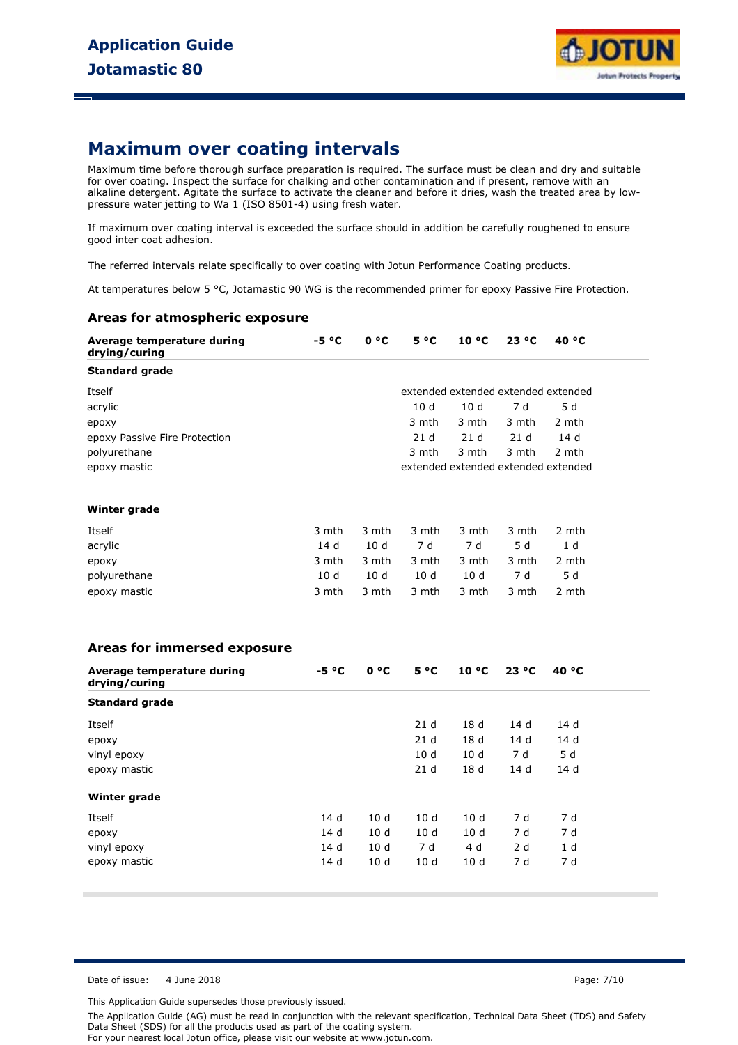## Maximum over coating intervals

Maximum time before thorough surface preparation is required. The surface must be clean and dry and suitable for over coating. Inspect the surface for chalking and other contamination and if present, remove with an alkaline detergent. Agitate the surface to activate the cleaner and before it dries, wash the treated area by low-pressure water jetting to Wa 1 (ISO 8501-4) using fresh water.

If maximum over coating interval is exceeded the surface should in addition be carefully roughened to ensure good inter coat adhesion.

The referred intervals relate specifically to over coating with Jotun Performance Coating products.

At temperatures below 5 °C, Jotamastic 90 WG is the recommended primer for epoxy Passive Fire Protection.

### Areas for atmospheric exposure

| Average temperature during drying/curing | -5 °C | 0 °C | 5 °C | 10 °C | 23 °C | 40 °C |
|---|---|---|---|---|---|---|
| **Standard grade** | | | | | | |
| Itself | | | extended | extended | extended | extended |
| acrylic | | | 10 d | 10 d | 7 d | 5 d |
| epoxy | | | 3 mth | 3 mth | 3 mth | 2 mth |
| epoxy Passive Fire Protection | | | 21 d | 21 d | 21 d | 14 d |
| polyurethane | | | 3 mth | 3 mth | 3 mth | 2 mth |
| epoxy mastic | | | extended | extended | extended | extended |
| **Winter grade** | | | | | | |
| Itself | 3 mth | 3 mth | 3 mth | 3 mth | 3 mth | 2 mth |
| acrylic | 14 d | 10 d | 7 d | 7 d | 5 d | 1 d |
| epoxy | 3 mth | 3 mth | 3 mth | 3 mth | 3 mth | 2 mth |
| polyurethane | 10 d | 10 d | 10 d | 10 d | 7 d | 5 d |
| epoxy mastic | 3 mth | 3 mth | 3 mth | 3 mth | 3 mth | 2 mth |

### Areas for immersed exposure

| Average temperature during drying/curing | -5 °C | 0 °C | 5 °C | 10 °C | 23 °C | 40 °C |
|---|---|---|---|---|---|---|
| **Standard grade** | | | | | | |
| Itself | | | 21 d | 18 d | 14 d | 14 d |
| epoxy | | | 21 d | 18 d | 14 d | 14 d |
| vinyl epoxy | | | 10 d | 10 d | 7 d | 5 d |
| epoxy mastic | | | 21 d | 18 d | 14 d | 14 d |
| **Winter grade** | | | | | | |
| Itself | 14 d | 10 d | 10 d | 10 d | 7 d | 7 d |
| epoxy | 14 d | 10 d | 10 d | 10 d | 7 d | 7 d |
| vinyl epoxy | 14 d | 10 d | 7 d | 4 d | 2 d | 1 d |
| epoxy mastic | 14 d | 10 d | 10 d | 10 d | 7 d | 7 d |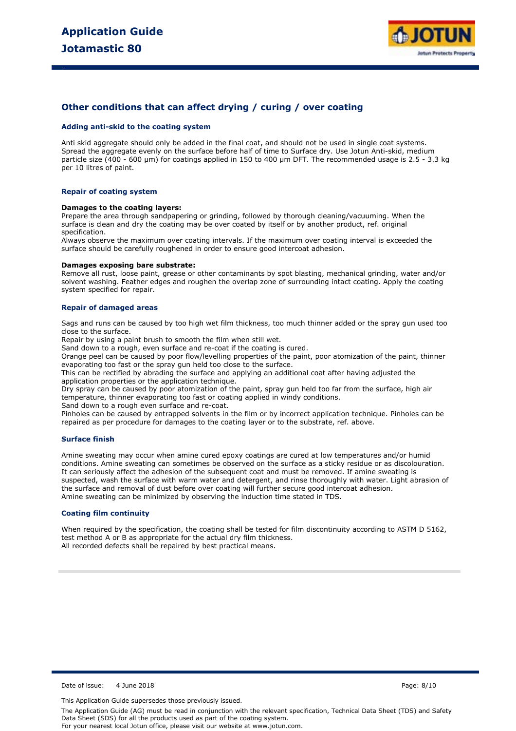## Other conditions that can affect drying / curing / over coating

### Adding anti-skid to the coating system

Anti skid aggregate should only be added in the final coat, and should not be used in single coat systems. Spread the aggregate evenly on the surface before half of time to Surface dry. Use Jotun Anti-skid, medium particle size (400 - 600 µm) for coatings applied in 150 to 400 µm DFT. The recommended usage is 2.5 - 3.3 kg per 10 litres of paint.

### Repair of coating system

**Damages to the coating layers:**
Prepare the area through sandpapering or grinding, followed by thorough cleaning/vacuuming. When the surface is clean and dry the coating may be over coated by itself or by another product, ref. original specification.
Always observe the maximum over coating intervals. If the maximum over coating interval is exceeded the surface should be carefully roughened in order to ensure good intercoat adhesion.

**Damages exposing bare substrate:**
Remove all rust, loose paint, grease or other contaminants by spot blasting, mechanical grinding, water and/or solvent washing. Feather edges and roughen the overlap zone of surrounding intact coating. Apply the coating system specified for repair.

### Repair of damaged areas

Sags and runs can be caused by too high wet film thickness, too much thinner added or the spray gun used too close to the surface.
Repair by using a paint brush to smooth the film when still wet.
Sand down to a rough, even surface and re-coat if the coating is cured.
Orange peel can be caused by poor flow/levelling properties of the paint, poor atomization of the paint, thinner evaporating too fast or the spray gun held too close to the surface.
This can be rectified by abrading the surface and applying an additional coat after having adjusted the application properties or the application technique.
Dry spray can be caused by poor atomization of the paint, spray gun held too far from the surface, high air temperature, thinner evaporating too fast or coating applied in windy conditions.
Sand down to a rough even surface and re-coat.
Pinholes can be caused by entrapped solvents in the film or by incorrect application technique. Pinholes can be repaired as per procedure for damages to the coating layer or to the substrate, ref. above.

### Surface finish

Amine sweating may occur when amine cured epoxy coatings are cured at low temperatures and/or humid conditions. Amine sweating can sometimes be observed on the surface as a sticky residue or as discolouration. It can seriously affect the adhesion of the subsequent coat and must be removed. If amine sweating is suspected, wash the surface with warm water and detergent, and rinse thoroughly with water. Light abrasion of the surface and removal of dust before over coating will further secure good intercoat adhesion.
Amine sweating can be minimized by observing the induction time stated in TDS.

### Coating film continuity

When required by the specification, the coating shall be tested for film discontinuity according to ASTM D 5162, test method A or B as appropriate for the actual dry film thickness.
All recorded defects shall be repaired by best practical means.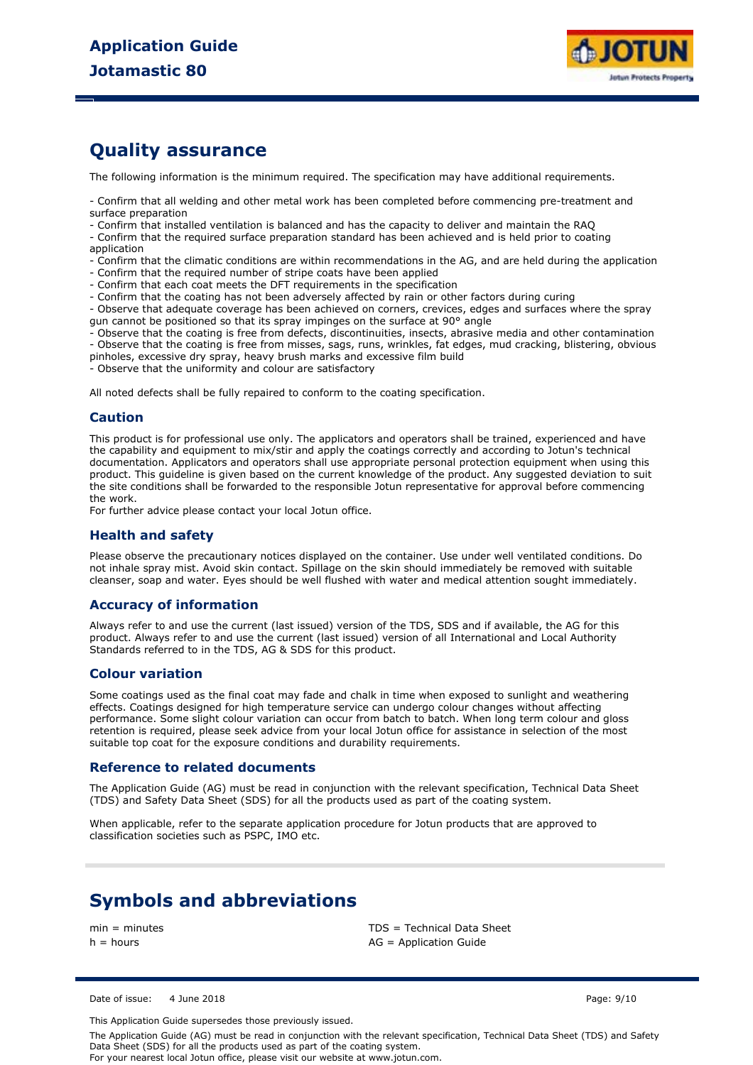## Quality assurance

The following information is the minimum required. The specification may have additional requirements.

- Confirm that all welding and other metal work has been completed before commencing pre-treatment and surface preparation
- Confirm that installed ventilation is balanced and has the capacity to deliver and maintain the RAQ
- Confirm that the required surface preparation standard has been achieved and is held prior to coating application
- Confirm that the climatic conditions are within recommendations in the AG, and are held during the application
- Confirm that the required number of stripe coats have been applied
- Confirm that each coat meets the DFT requirements in the specification
- Confirm that the coating has not been adversely affected by rain or other factors during curing
- Observe that adequate coverage has been achieved on corners, crevices, edges and surfaces where the spray gun cannot be positioned so that its spray impinges on the surface at 90° angle
- Observe that the coating is free from defects, discontinuities, insects, abrasive media and other contamination
- Observe that the coating is free from misses, sags, runs, wrinkles, fat edges, mud cracking, blistering, obvious pinholes, excessive dry spray, heavy brush marks and excessive film build
- Observe that the uniformity and colour are satisfactory

All noted defects shall be fully repaired to conform to the coating specification.

### Caution

This product is for professional use only. The applicators and operators shall be trained, experienced and have the capability and equipment to mix/stir and apply the coatings correctly and according to Jotun's technical documentation. Applicators and operators shall use appropriate personal protection equipment when using this product. This guideline is given based on the current knowledge of the product. Any suggested deviation to suit the site conditions shall be forwarded to the responsible Jotun representative for approval before commencing the work.
For further advice please contact your local Jotun office.

### Health and safety

Please observe the precautionary notices displayed on the container. Use under well ventilated conditions. Do not inhale spray mist. Avoid skin contact. Spillage on the skin should immediately be removed with suitable cleanser, soap and water. Eyes should be well flushed with water and medical attention sought immediately.

### Accuracy of information

Always refer to and use the current (last issued) version of the TDS, SDS and if available, the AG for this product. Always refer to and use the current (last issued) version of all International and Local Authority Standards referred to in the TDS, AG & SDS for this product.

### Colour variation

Some coatings used as the final coat may fade and chalk in time when exposed to sunlight and weathering effects. Coatings designed for high temperature service can undergo colour changes without affecting performance. Some slight colour variation can occur from batch to batch. When long term colour and gloss retention is required, please seek advice from your local Jotun office for assistance in selection of the most suitable top coat for the exposure conditions and durability requirements.

### Reference to related documents

The Application Guide (AG) must be read in conjunction with the relevant specification, Technical Data Sheet (TDS) and Safety Data Sheet (SDS) for all the products used as part of the coating system.

When applicable, refer to the separate application procedure for Jotun products that are approved to classification societies such as PSPC, IMO etc.

## Symbols and abbreviations

min = minutes
h = hours
TDS = Technical Data Sheet
AG = Application Guide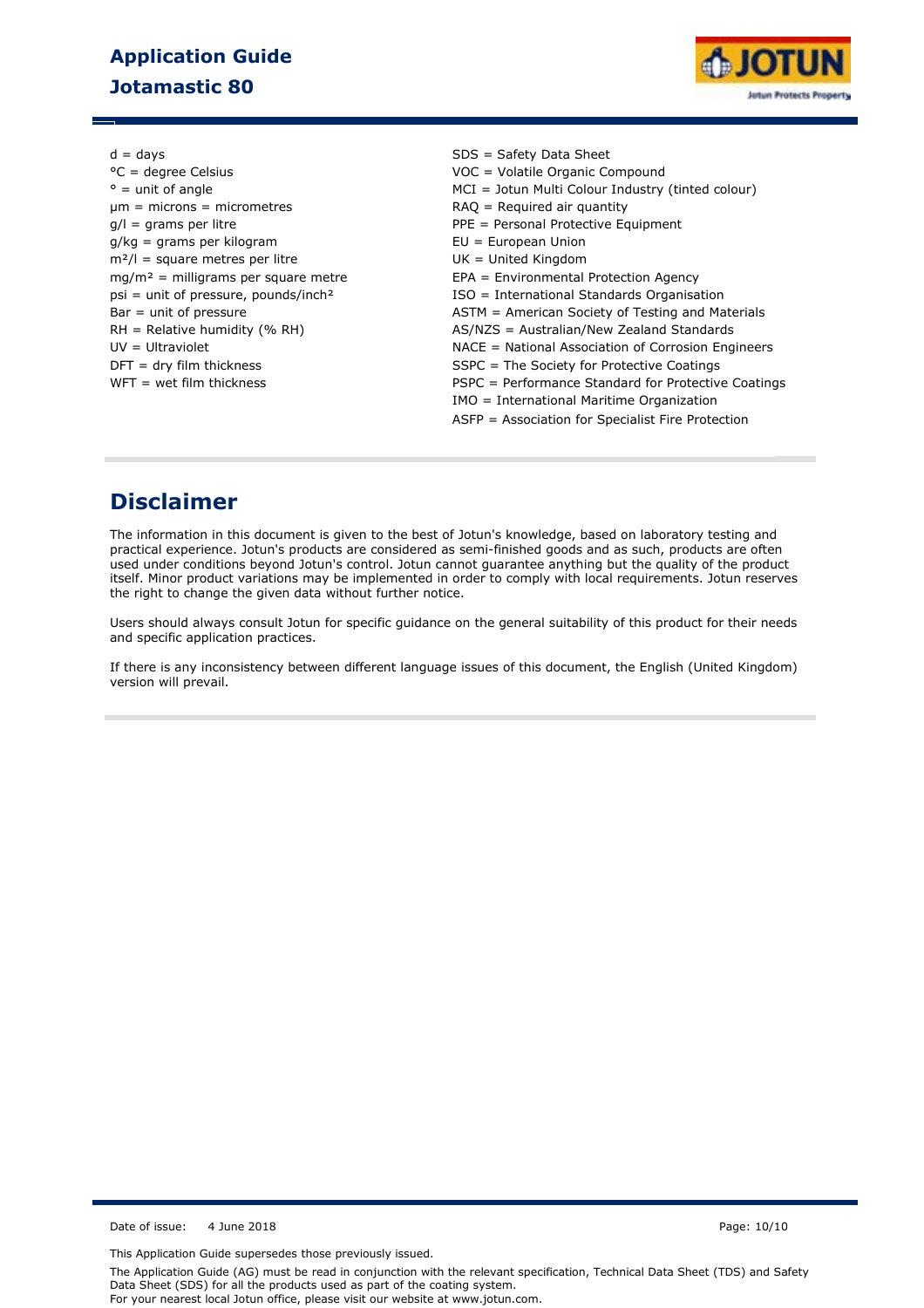d = days
°C = degree Celsius
° = unit of angle
µm = microns = micrometres
g/l = grams per litre
g/kg = grams per kilogram
$m^2$/l = square metres per litre
mg/$m^2$ = milligrams per square metre
psi = unit of pressure, pounds/$inch^2$
Bar = unit of pressure
RH = Relative humidity (% RH)
UV = Ultraviolet
DFT = dry film thickness
WFT = wet film thickness

SDS = Safety Data Sheet
VOC = Volatile Organic Compound
MCI = Jotun Multi Colour Industry (tinted colour)
RAQ = Required air quantity
PPE = Personal Protective Equipment
EU = European Union
UK = United Kingdom
EPA = Environmental Protection Agency
ISO = International Standards Organisation
ASTM = American Society of Testing and Materials
AS/NZS = Australian/New Zealand Standards
NACE = National Association of Corrosion Engineers
SSPC = The Society for Protective Coatings
PSPC = Performance Standard for Protective Coatings
IMO = International Maritime Organization
ASFP = Association for Specialist Fire Protection

## Disclaimer

The information in this document is given to the best of Jotun's knowledge, based on laboratory testing and practical experience. Jotun's products are considered as semi-finished goods and as such, products are often used under conditions beyond Jotun's control. Jotun cannot guarantee anything but the quality of the product itself. Minor product variations may be implemented in order to comply with local requirements. Jotun reserves the right to change the given data without further notice.

Users should always consult Jotun for specific guidance on the general suitability of this product for their needs and specific application practices.

If there is any inconsistency between different language issues of this document, the English (United Kingdom) version will prevail.